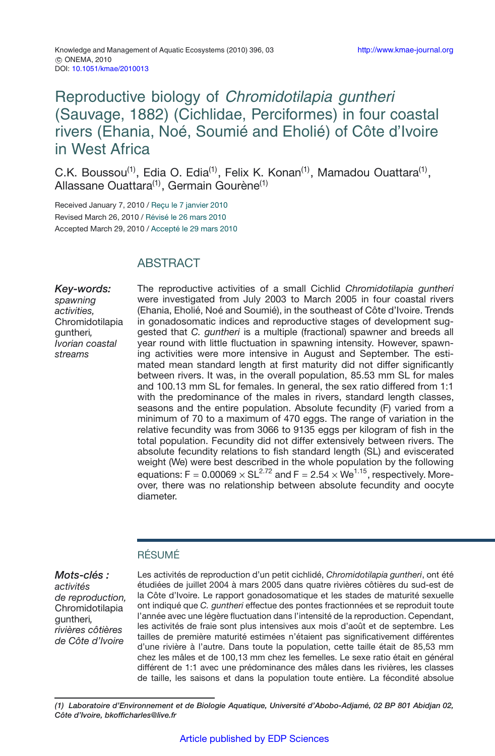# Reproductive biology of *Chromidotilapia guntheri* (Sauvage, 1882) (Cichlidae, Perciformes) in four coastal rivers (Ehania, Noé, Soumié and Eholié) of Côte d'Ivoire in West Africa

C.K. Boussou[1], Edia O. Edia[1], Felix K. Konan[1], Mamadou Ouattara[1], Allassane Ouattara[1], Germain Gourène[1]

Received January 7, 2010 / Reçu le 7 janvier 2010
Revised March 26, 2010 / Révisé le 26 mars 2010
Accepted March 29, 2010 / Accepté le 29 mars 2010

## ABSTRACT

***Key-words:*** *spawning activities,* Chromidotilapia guntheri*, Ivorian coastal streams*

The reproductive activities of a small Cichlid *Chromidotilapia guntheri* were investigated from July 2003 to March 2005 in four coastal rivers (Ehania, Eholié, Noé and Soumié), in the southeast of Côte d'Ivoire. Trends in gonadosomatic indices and reproductive stages of development suggested that *C. guntheri* is a multiple (fractional) spawner and breeds all year round with little fluctuation in spawning intensity. However, spawning activities were more intensive in August and September. The estimated mean standard length at first maturity did not differ significantly between rivers. It was, in the overall population, 85.53 mm SL for males and 100.13 mm SL for females. In general, the sex ratio differed from 1:1 with the predominance of the males in rivers, standard length classes, seasons and the entire population. Absolute fecundity (F) varied from a minimum of 70 to a maximum of 470 eggs. The range of variation in the relative fecundity was from 3066 to 9135 eggs per kilogram of fish in the total population. Fecundity did not differ extensively between rivers. The absolute fecundity relations to fish standard length (SL) and eviscerated weight (We) were best described in the whole population by the following equations: $F = 0.00069 \times SL^{2.72}$ and $F = 2.54 \times We^{1.15}$, respectively. Moreover, there was no relationship between absolute fecundity and oocyte diameter.

## RÉSUMÉ

***Mots-clés :*** *activités de reproduction,* Chromidotilapia guntheri*, rivières côtières de Côte d'Ivoire*

Les activités de reproduction d'un petit cichlidé, *Chromidotilapia guntheri*, ont été étudiées de juillet 2004 à mars 2005 dans quatre rivières côtières du sud-est de la Côte d'Ivoire. Le rapport gonadosomatique et les stades de maturité sexuelle ont indiqué que *C. guntheri* effectue des pontes fractionnées et se reproduit toute l'année avec une légère fluctuation dans l'intensité de la reproduction. Cependant, les activités de fraie sont plus intensives aux mois d'août et de septembre. Les tailles de première maturité estimées n'étaient pas significativement différentes d'une rivière à l'autre. Dans toute la population, cette taille était de 85,53 mm chez les mâles et de 100,13 mm chez les femelles. Le sexe ratio était en général différent de 1:1 avec une prédominance des mâles dans les rivières, les classes de taille, les saisons et dans la population toute entière. La fécondité absolue

*(1) Laboratoire d'Environnement et de Biologie Aquatique, Université d'Abobo-Adjamé, 02 BP 801 Abidjan 02, Côte d'Ivoire, bkofficharles@live.fr*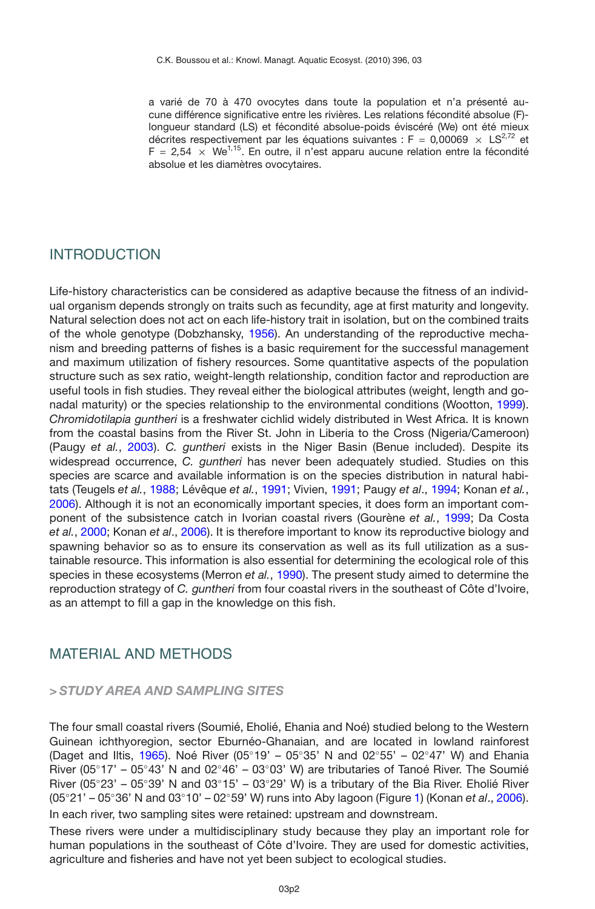a varié de 70 à 470 ovocytes dans toute la population et n'a présenté aucune différence significative entre les rivières. Les relations fécondité absolue (F)-longueur standard (LS) et fécondité absolue-poids éviscéré (We) ont été mieux décrites respectivement par les équations suivantes : $F = 0{,}00069 \times LS^{2{,}72}$ et $F = 2{,}54 \times We^{1{,}15}$. En outre, il n'est apparu aucune relation entre la fécondité absolue et les diamètres ovocytaires.

## INTRODUCTION

Life-history characteristics can be considered as adaptive because the fitness of an individual organism depends strongly on traits such as fecundity, age at first maturity and longevity. Natural selection does not act on each life-history trait in isolation, but on the combined traits of the whole genotype (Dobzhansky, 1956). An understanding of the reproductive mechanism and breeding patterns of fishes is a basic requirement for the successful management and maximum utilization of fishery resources. Some quantitative aspects of the population structure such as sex ratio, weight-length relationship, condition factor and reproduction are useful tools in fish studies. They reveal either the biological attributes (weight, length and gonadal maturity) or the species relationship to the environmental conditions (Wootton, 1999). *Chromidotilapia guntheri* is a freshwater cichlid widely distributed in West Africa. It is known from the coastal basins from the River St. John in Liberia to the Cross (Nigeria/Cameroon) (Paugy *et al.*, 2003). *C. guntheri* exists in the Niger Basin (Benue included). Despite its widespread occurrence, *C. guntheri* has never been adequately studied. Studies on this species are scarce and available information is on the species distribution in natural habitats (Teugels *et al.*, 1988; Lévêque *et al.*, 1991; Vivien, 1991; Paugy *et al*., 1994; Konan *et al.*, 2006). Although it is not an economically important species, it does form an important component of the subsistence catch in Ivorian coastal rivers (Gourène *et al.*, 1999; Da Costa *et al.*, 2000; Konan *et al*., 2006). It is therefore important to know its reproductive biology and spawning behavior so as to ensure its conservation as well as its full utilization as a sustainable resource. This information is also essential for determining the ecological role of this species in these ecosystems (Merron *et al.*, 1990). The present study aimed to determine the reproduction strategy of *C. guntheri* from four coastal rivers in the southeast of Côte d'Ivoire, as an attempt to fill a gap in the knowledge on this fish.

## MATERIAL AND METHODS

### > STUDY AREA AND SAMPLING SITES

The four small coastal rivers (Soumié, Eholié, Ehania and Noé) studied belong to the Western Guinean ichthyoregion, sector Eburnéo-Ghanaian, and are located in lowland rainforest (Daget and Iltis, 1965). Noé River (05°19' – 05°35' N and 02°55' – 02°47' W) and Ehania River (05°17' – 05°43' N and 02°46' – 03°03' W) are tributaries of Tanoé River. The Soumié River (05°23' – 05°39' N and 03°15' – 03°29' W) is a tributary of the Bia River. Eholié River (05°21' – 05°36' N and 03°10' – 02°59' W) runs into Aby lagoon (Figure 1) (Konan *et al*., 2006).

In each river, two sampling sites were retained: upstream and downstream.

These rivers were under a multidisciplinary study because they play an important role for human populations in the southeast of Côte d'Ivoire. They are used for domestic activities, agriculture and fisheries and have not yet been subject to ecological studies.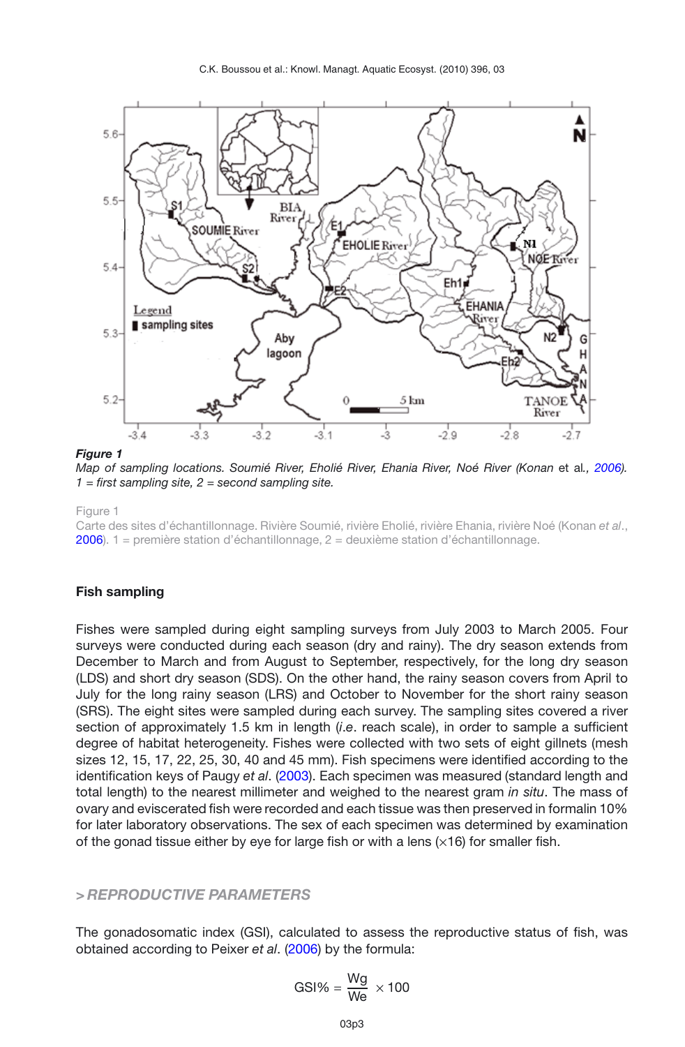***Figure 1***
*Map of sampling locations. Soumié River, Eholié River, Ehania River, Noé River (Konan* et al*., 2006). 1 = first sampling site, 2 = second sampling site.*

Figure 1
Carte des sites d'échantillonnage. Rivière Soumié, rivière Eholié, rivière Ehania, rivière Noé (Konan *et al*., 2006). 1 = première station d'échantillonnage, 2 = deuxième station d'échantillonnage.

**Fish sampling**

Fishes were sampled during eight sampling surveys from July 2003 to March 2005. Four surveys were conducted during each season (dry and rainy). The dry season extends from December to March and from August to September, respectively, for the long dry season (LDS) and short dry season (SDS). On the other hand, the rainy season covers from April to July for the long rainy season (LRS) and October to November for the short rainy season (SRS). The eight sites were sampled during each survey. The sampling sites covered a river section of approximately 1.5 km in length (*i.e*. reach scale), in order to sample a sufficient degree of habitat heterogeneity. Fishes were collected with two sets of eight gillnets (mesh sizes 12, 15, 17, 22, 25, 30, 40 and 45 mm). Fish specimens were identified according to the identification keys of Paugy *et al*. (2003). Each specimen was measured (standard length and total length) to the nearest millimeter and weighed to the nearest gram *in situ*. The mass of ovary and eviscerated fish were recorded and each tissue was then preserved in formalin 10% for later laboratory observations. The sex of each specimen was determined by examination of the gonad tissue either by eye for large fish or with a lens (×16) for smaller fish.

## > *REPRODUCTIVE PARAMETERS*

The gonadosomatic index (GSI), calculated to assess the reproductive status of fish, was obtained according to Peixer *et al*. (2006) by the formula:

$$\text{GSI\%} = \frac{\text{Wg}}{\text{We}} \times 100$$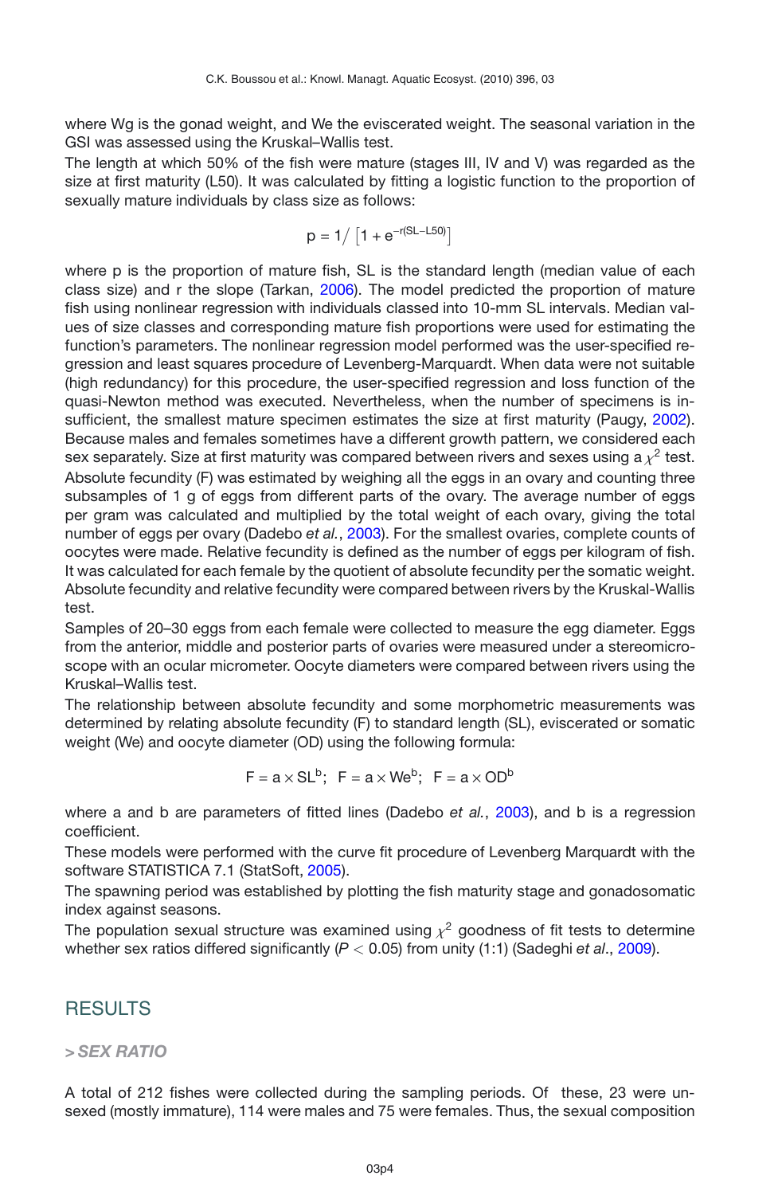where Wg is the gonad weight, and We the eviscerated weight. The seasonal variation in the GSI was assessed using the Kruskal–Wallis test.

The length at which 50% of the fish were mature (stages III, IV and V) was regarded as the size at first maturity (L50). It was calculated by fitting a logistic function to the proportion of sexually mature individuals by class size as follows:

$$p = 1 / \left[1 + e^{-r(SL-L50)}\right]$$

where p is the proportion of mature fish, SL is the standard length (median value of each class size) and r the slope (Tarkan, 2006). The model predicted the proportion of mature fish using nonlinear regression with individuals classed into 10-mm SL intervals. Median values of size classes and corresponding mature fish proportions were used for estimating the function's parameters. The nonlinear regression model performed was the user-specified regression and least squares procedure of Levenberg-Marquardt. When data were not suitable (high redundancy) for this procedure, the user-specified regression and loss function of the quasi-Newton method was executed. Nevertheless, when the number of specimens is insufficient, the smallest mature specimen estimates the size at first maturity (Paugy, 2002). Because males and females sometimes have a different growth pattern, we considered each sex separately. Size at first maturity was compared between rivers and sexes using a $\chi^2$ test.

Absolute fecundity (F) was estimated by weighing all the eggs in an ovary and counting three subsamples of 1 g of eggs from different parts of the ovary. The average number of eggs per gram was calculated and multiplied by the total weight of each ovary, giving the total number of eggs per ovary (Dadebo *et al.*, 2003). For the smallest ovaries, complete counts of oocytes were made. Relative fecundity is defined as the number of eggs per kilogram of fish. It was calculated for each female by the quotient of absolute fecundity per the somatic weight. Absolute fecundity and relative fecundity were compared between rivers by the Kruskal-Wallis test.

Samples of 20–30 eggs from each female were collected to measure the egg diameter. Eggs from the anterior, middle and posterior parts of ovaries were measured under a stereomicroscope with an ocular micrometer. Oocyte diameters were compared between rivers using the Kruskal–Wallis test.

The relationship between absolute fecundity and some morphometric measurements was determined by relating absolute fecundity (F) to standard length (SL), eviscerated or somatic weight (We) and oocyte diameter (OD) using the following formula:

$$F = a \times SL^b; \quad F = a \times We^b; \quad F = a \times OD^b$$

where a and b are parameters of fitted lines (Dadebo *et al.*, 2003), and b is a regression coefficient.

These models were performed with the curve fit procedure of Levenberg Marquardt with the software STATISTICA 7.1 (StatSoft, 2005).

The spawning period was established by plotting the fish maturity stage and gonadosomatic index against seasons.

The population sexual structure was examined using $\chi^2$ goodness of fit tests to determine whether sex ratios differed significantly ($P < 0.05$) from unity (1:1) (Sadeghi *et al*., 2009).

# RESULTS

## > SEX RATIO

A total of 212 fishes were collected during the sampling periods. Of these, 23 were unsexed (mostly immature), 114 were males and 75 were females. Thus, the sexual composition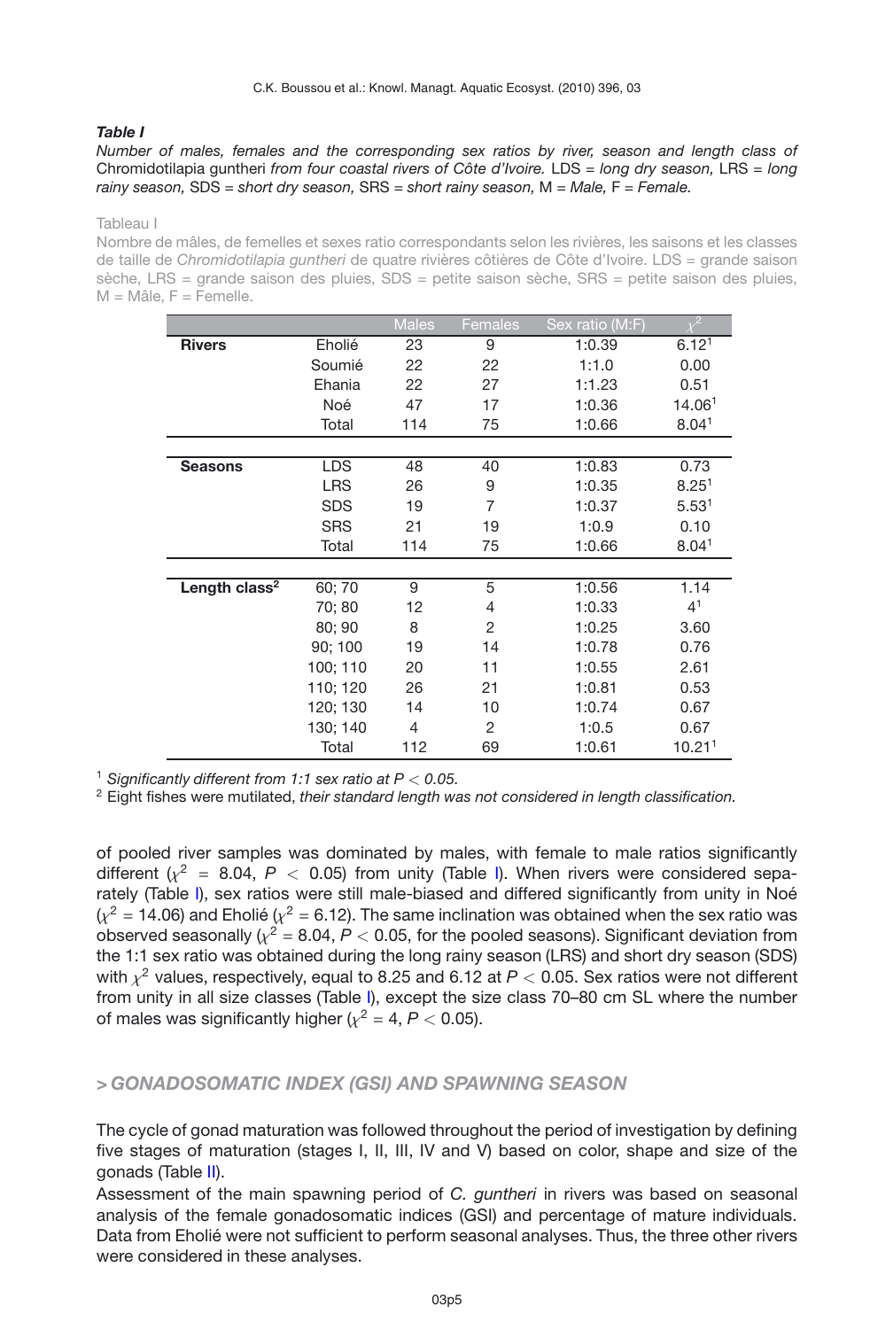***Table I***

*Number of males, females and the corresponding sex ratios by river, season and length class of* Chromidotilapia guntheri *from four coastal rivers of Côte d'Ivoire.* LDS = *long dry season,* LRS = *long rainy season,* SDS = *short dry season,* SRS = *short rainy season,* M = *Male,* F = *Female.*

Tableau I

Nombre de mâles, de femelles et sexes ratio correspondants selon les rivières, les saisons et les classes de taille de *Chromidotilapia guntheri* de quatre rivières côtières de Côte d'Ivoire. LDS = grande saison sèche, LRS = grande saison des pluies, SDS = petite saison sèche, SRS = petite saison des pluies, M = Mâle, F = Femelle.

| | | Males | Females | Sex ratio (M:F) | $\chi^2$ |
|---|---|---|---|---|---|
| **Rivers** | Eholié | 23 | 9 | 1:0.39 | 6.12[1] |
| | Soumié | 22 | 22 | 1:1.0 | 0.00 |
| | Ehania | 22 | 27 | 1:1.23 | 0.51 |
| | Noé | 47 | 17 | 1:0.36 | 14.06[1] |
| | Total | 114 | 75 | 1:0.66 | 8.04[1] |
| **Seasons** | LDS | 48 | 40 | 1:0.83 | 0.73 |
| | LRS | 26 | 9 | 1:0.35 | 8.25[1] |
| | SDS | 19 | 7 | 1:0.37 | 5.53[1] |
| | SRS | 21 | 19 | 1:0.9 | 0.10 |
| | Total | 114 | 75 | 1:0.66 | 8.04[1] |
| **Length class[2]** | 60; 70 | 9 | 5 | 1:0.56 | 1.14 |
| | 70; 80 | 12 | 4 | 1:0.33 | 4[1] |
| | 80; 90 | 8 | 2 | 1:0.25 | 3.60 |
| | 90; 100 | 19 | 14 | 1:0.78 | 0.76 |
| | 100; 110 | 20 | 11 | 1:0.55 | 2.61 |
| | 110; 120 | 26 | 21 | 1:0.81 | 0.53 |
| | 120; 130 | 14 | 10 | 1:0.74 | 0.67 |
| | 130; 140 | 4 | 2 | 1:0.5 | 0.67 |
| | Total | 112 | 69 | 1:0.61 | 10.21[1] |

[1] *Significantly different from 1:1 sex ratio at $P < 0.05$.*

[2] Eight fishes were mutilated, *their standard length was not considered in length classification.*

of pooled river samples was dominated by males, with female to male ratios significantly different ($\chi^2 = 8.04$, $P < 0.05$) from unity (Table I). When rivers were considered separately (Table I), sex ratios were still male-biased and differed significantly from unity in Noé ($\chi^2 = 14.06$) and Eholié ($\chi^2 = 6.12$). The same inclination was obtained when the sex ratio was observed seasonally ($\chi^2 = 8.04$, $P < 0.05$, for the pooled seasons). Significant deviation from the 1:1 sex ratio was obtained during the long rainy season (LRS) and short dry season (SDS) with $\chi^2$ values, respectively, equal to 8.25 and 6.12 at $P < 0.05$. Sex ratios were not different from unity in all size classes (Table I), except the size class 70–80 cm SL where the number of males was significantly higher ($\chi^2 = 4$, $P < 0.05$).

## > GONADOSOMATIC INDEX (GSI) AND SPAWNING SEASON

The cycle of gonad maturation was followed throughout the period of investigation by defining five stages of maturation (stages I, II, III, IV and V) based on color, shape and size of the gonads (Table II).

Assessment of the main spawning period of *C. guntheri* in rivers was based on seasonal analysis of the female gonadosomatic indices (GSI) and percentage of mature individuals. Data from Eholié were not sufficient to perform seasonal analyses. Thus, the three other rivers were considered in these analyses.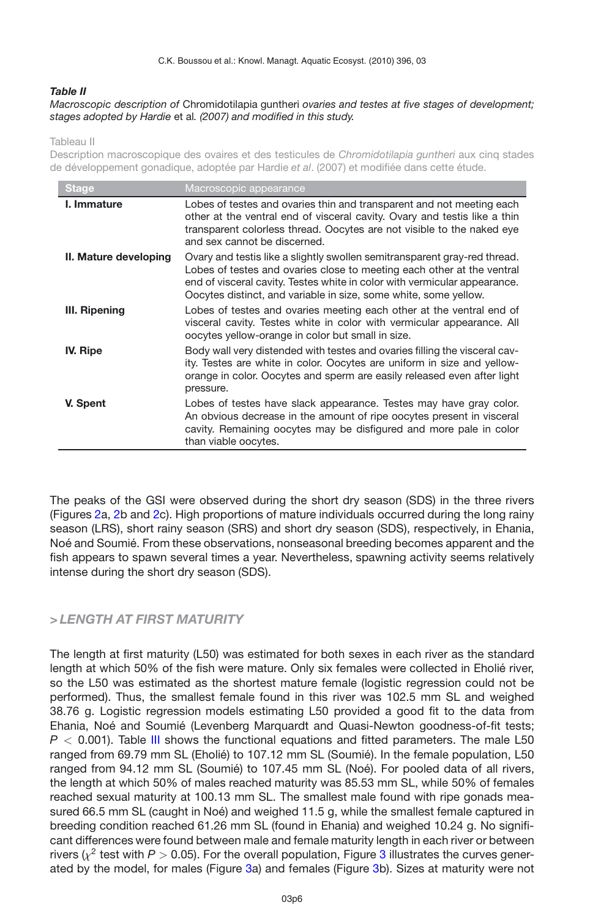***Table II***
*Macroscopic description of* Chromidotilapia guntheri *ovaries and testes at five stages of development; stages adopted by Hardie* et al*. (2007) and modified in this study.*

Tableau II
Description macroscopique des ovaires et des testicules de *Chromidotilapia guntheri* aux cinq stades de développement gonadique, adoptée par Hardie *et al*. (2007) et modifiée dans cette étude.

| Stage | Macroscopic appearance |
|---|---|
| **I. Immature** | Lobes of testes and ovaries thin and transparent and not meeting each other at the ventral end of visceral cavity. Ovary and testis like a thin transparent colorless thread. Oocytes are not visible to the naked eye and sex cannot be discerned. |
| **II. Mature developing** | Ovary and testis like a slightly swollen semitransparent gray-red thread. Lobes of testes and ovaries close to meeting each other at the ventral end of visceral cavity. Testes white in color with vermicular appearance. Oocytes distinct, and variable in size, some white, some yellow. |
| **III. Ripening** | Lobes of testes and ovaries meeting each other at the ventral end of visceral cavity. Testes white in color with vermicular appearance. All oocytes yellow-orange in color but small in size. |
| **IV. Ripe** | Body wall very distended with testes and ovaries filling the visceral cavity. Testes are white in color. Oocytes are uniform in size and yellow-orange in color. Oocytes and sperm are easily released even after light pressure. |
| **V. Spent** | Lobes of testes have slack appearance. Testes may have gray color. An obvious decrease in the amount of ripe oocytes present in visceral cavity. Remaining oocytes may be disfigured and more pale in color than viable oocytes. |

The peaks of the GSI were observed during the short dry season (SDS) in the three rivers (Figures 2a, 2b and 2c). High proportions of mature individuals occurred during the long rainy season (LRS), short rainy season (SRS) and short dry season (SDS), respectively, in Ehania, Noé and Soumié. From these observations, nonseasonal breeding becomes apparent and the fish appears to spawn several times a year. Nevertheless, spawning activity seems relatively intense during the short dry season (SDS).

## > *LENGTH AT FIRST MATURITY*

The length at first maturity (L50) was estimated for both sexes in each river as the standard length at which 50% of the fish were mature. Only six females were collected in Eholié river, so the L50 was estimated as the shortest mature female (logistic regression could not be performed). Thus, the smallest female found in this river was 102.5 mm SL and weighed 38.76 g. Logistic regression models estimating L50 provided a good fit to the data from Ehania, Noé and Soumié (Levenberg Marquardt and Quasi-Newton goodness-of-fit tests; $P < 0.001$). Table III shows the functional equations and fitted parameters. The male L50 ranged from 69.79 mm SL (Eholié) to 107.12 mm SL (Soumié). In the female population, L50 ranged from 94.12 mm SL (Soumié) to 107.45 mm SL (Noé). For pooled data of all rivers, the length at which 50% of males reached maturity was 85.53 mm SL, while 50% of females reached sexual maturity at 100.13 mm SL. The smallest male found with ripe gonads measured 66.5 mm SL (caught in Noé) and weighed 11.5 g, while the smallest female captured in breeding condition reached 61.26 mm SL (found in Ehania) and weighed 10.24 g. No significant differences were found between male and female maturity length in each river or between rivers ($\chi^2$ test with $P > 0.05$). For the overall population, Figure 3 illustrates the curves generated by the model, for males (Figure 3a) and females (Figure 3b). Sizes at maturity were not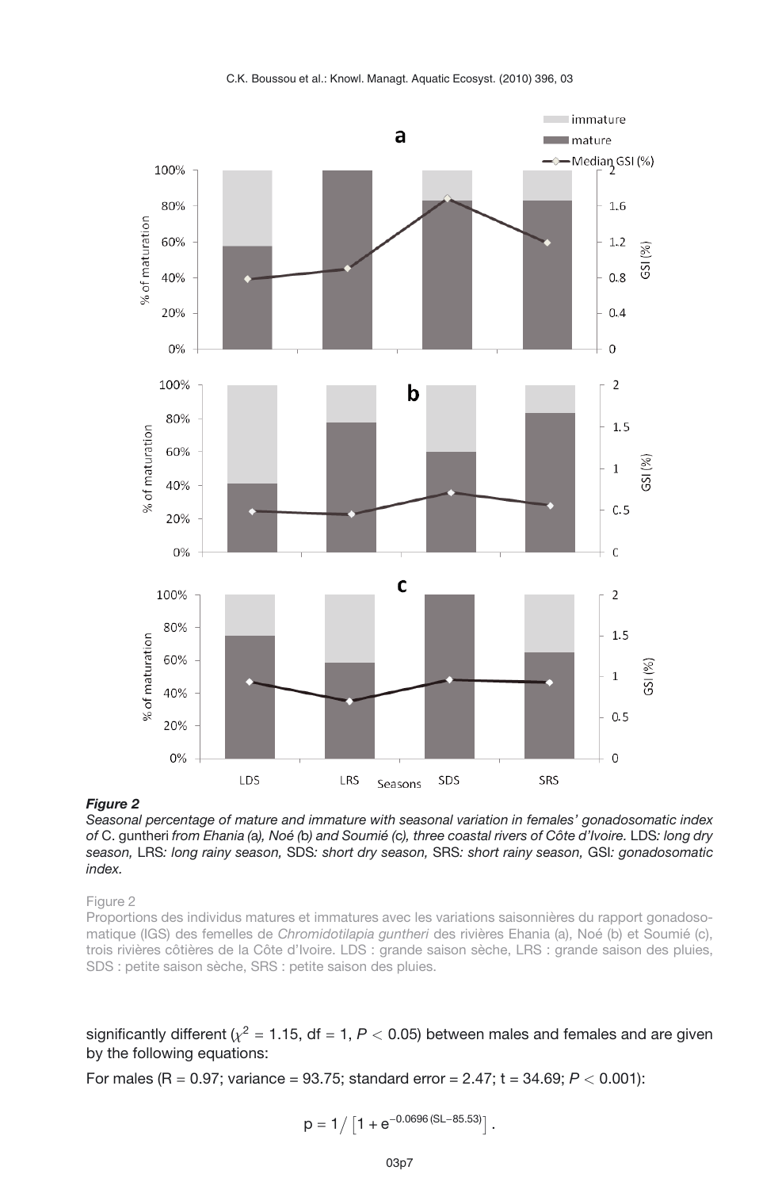***Figure 2***

*Seasonal percentage of mature and immature with seasonal variation in females' gonadosomatic index of* C. guntheri *from Ehania (a), Noé (b) and Soumié (c), three coastal rivers of Côte d'Ivoire.* LDS*: long dry season,* LRS*: long rainy season,* SDS*: short dry season,* SRS*: short rainy season,* GSI*: gonadosomatic index.*

Figure 2

Proportions des individus matures et immatures avec les variations saisonnières du rapport gonadosomatique (IGS) des femelles de *Chromidotilapia guntheri* des rivières Ehania (a), Noé (b) et Soumié (c), trois rivières côtières de la Côte d'Ivoire. LDS : grande saison sèche, LRS : grande saison des pluies, SDS : petite saison sèche, SRS : petite saison des pluies.

significantly different ($\chi^2 = 1.15$, df = 1, $P < 0.05$) between males and females and are given by the following equations:

For males (R = 0.97; variance = 93.75; standard error = 2.47; t = 34.69; $P < 0.001$):

$$p = 1 / \left[1 + e^{-0.0696\,(SL-85.53)}\right].$$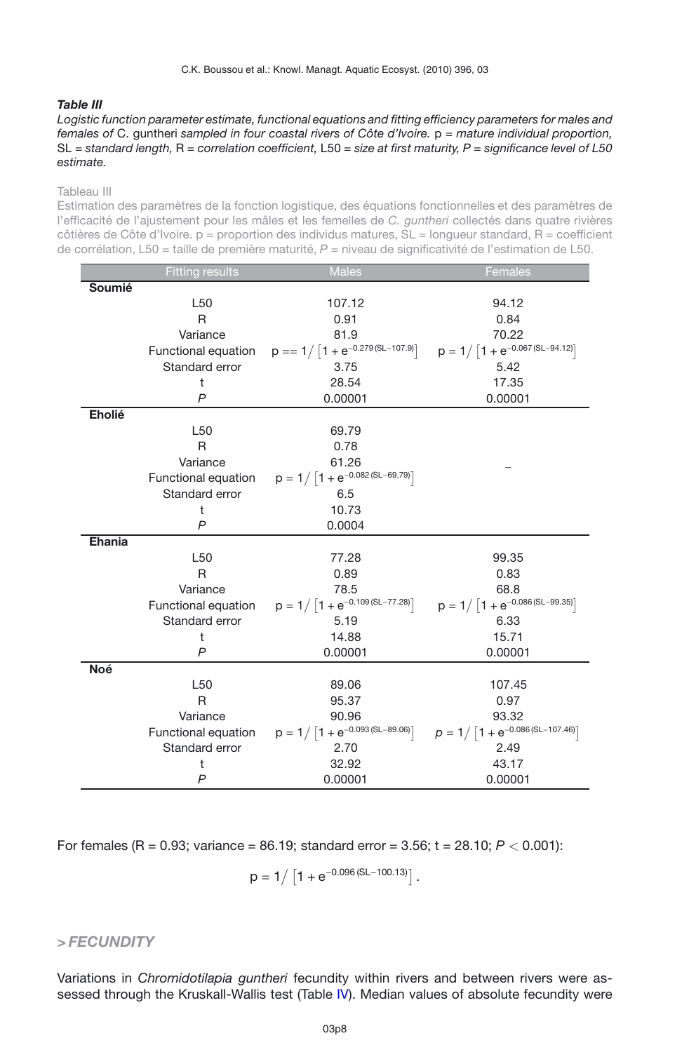***Table III***

*Logistic function parameter estimate, functional equations and fitting efficiency parameters for males and females of* C. guntheri *sampled in four coastal rivers of Côte d'Ivoire.* p = *mature individual proportion,* SL = *standard length,* R = *correlation coefficient,* L50 = *size at first maturity, P = significance level of L50 estimate.*

Tableau III

Estimation des paramètres de la fonction logistique, des équations fonctionnelles et des paramètres de l'efficacité de l'ajustement pour les mâles et les femelles de *C. guntheri* collectés dans quatre rivières côtières de Côte d'Ivoire. p = proportion des individus matures, SL = longueur standard, R = coefficient de corrélation, L50 = taille de première maturité, *P* = niveau de significativité de l'estimation de L50.

| | Fitting results | Males | Females |
|---|---|---|---|
| **Soumié** | | | |
| | L50 | 107.12 | 94.12 |
| | R | 0.91 | 0.84 |
| | Variance | 81.9 | 70.22 |
| | Functional equation | $p == 1/\left[1+e^{-0.279(SL-107.9)}\right]$ | $p = 1/\left[1+e^{-0.067(SL-94.12)}\right]$ |
| | Standard error | 3.75 | 5.42 |
| | t | 28.54 | 17.35 |
| | *P* | 0.00001 | 0.00001 |
| **Eholié** | | | |
| | L50 | 69.79 | – |
| | R | 0.78 | |
| | Variance | 61.26 | |
| | Functional equation | $p = 1/\left[1+e^{-0.082(SL-69.79)}\right]$ | |
| | Standard error | 6.5 | |
| | t | 10.73 | |
| | *P* | 0.0004 | |
| **Ehania** | | | |
| | L50 | 77.28 | 99.35 |
| | R | 0.89 | 0.83 |
| | Variance | 78.5 | 68.8 |
| | Functional equation | $p = 1/\left[1+e^{-0.109(SL-77.28)}\right]$ | $p = 1/\left[1+e^{-0.086(SL-99.35)}\right]$ |
| | Standard error | 5.19 | 6.33 |
| | t | 14.88 | 15.71 |
| | *P* | 0.00001 | 0.00001 |
| **Noé** | | | |
| | L50 | 89.06 | 107.45 |
| | R | 95.37 | 0.97 |
| | Variance | 90.96 | 93.32 |
| | Functional equation | $p = 1/\left[1+e^{-0.093(SL-89.06)}\right]$ | $p = 1/\left[1+e^{-0.086(SL-107.46)}\right]$ |
| | Standard error | 2.70 | 2.49 |
| | t | 32.92 | 43.17 |
| | *P* | 0.00001 | 0.00001 |

For females (R = 0.93; variance = 86.19; standard error = 3.56; t = 28.10; $P < 0.001$):

$$p = 1/\left[1+e^{-0.096(SL-100.13)}\right].$$

## > *FECUNDITY*

Variations in *Chromidotilapia guntheri* fecundity within rivers and between rivers were assessed through the Kruskall-Wallis test (Table IV). Median values of absolute fecundity were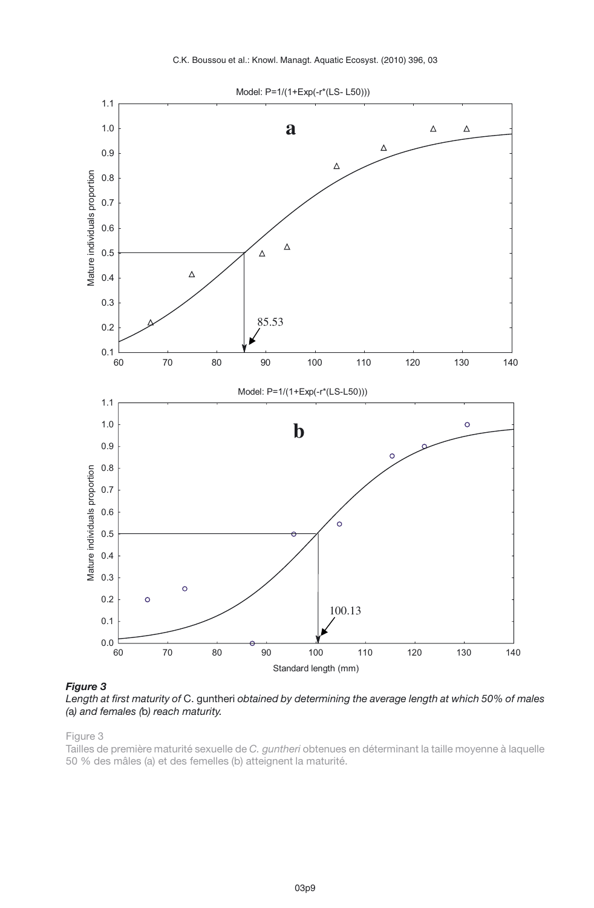Model: P=1/(1+Exp(-r*(LS- L50)))

**a**

Mature individuals proportion

85.53

Model: P=1/(1+Exp(-r*(LS-L50)))

**b**

Mature individuals proportion

100.13

Standard length (mm)

***Figure 3***

*Length at first maturity of* C. guntheri *obtained by determining the average length at which 50% of males (a) and females (b) reach maturity.*

Figure 3

Tailles de première maturité sexuelle de *C. guntheri* obtenues en déterminant la taille moyenne à laquelle 50 % des mâles (a) et des femelles (b) atteignent la maturité.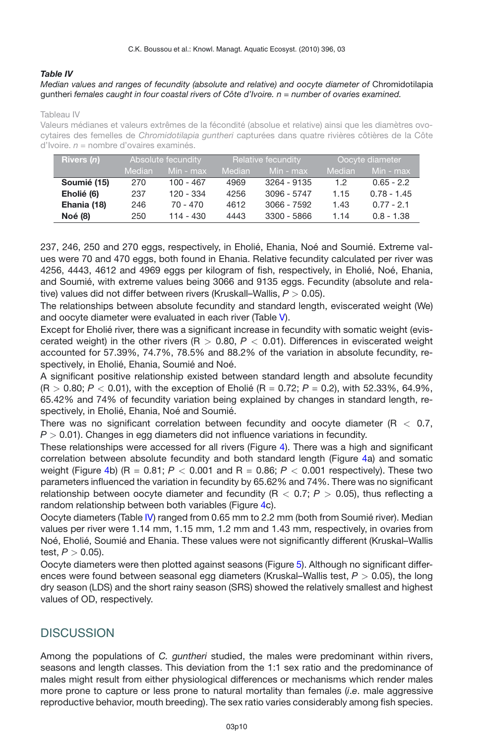***Table IV***

*Median values and ranges of fecundity (absolute and relative) and oocyte diameter of* Chromidotilapia guntheri *females caught in four coastal rivers of Côte d'Ivoire. n = number of ovaries examined.*

Tableau IV

Valeurs médianes et valeurs extrêmes de la fécondité (absolue et relative) ainsi que les diamètres ovocytaires des femelles de *Chromidotilapia guntheri* capturées dans quatre rivières côtières de la Côte d'Ivoire. *n* = nombre d'ovaires examinés.

| Rivers (*n*) | Absolute fecundity | | Relative fecundity | | Oocyte diameter | |
|---|---|---|---|---|---|---|
| | Median | Min - max | Median | Min - max | Median | Min - max |
| **Soumié (15)** | 270 | 100 - 467 | 4969 | 3264 - 9135 | 1.2 | 0.65 - 2.2 |
| **Eholié (6)** | 237 | 120 - 334 | 4256 | 3096 - 5747 | 1.15 | 0.78 - 1.45 |
| **Ehania (18)** | 246 | 70 - 470 | 4612 | 3066 - 7592 | 1.43 | 0.77 - 2.1 |
| **Noé (8)** | 250 | 114 - 430 | 4443 | 3300 - 5866 | 1.14 | 0.8 - 1.38 |

237, 246, 250 and 270 eggs, respectively, in Eholié, Ehania, Noé and Soumié. Extreme values were 70 and 470 eggs, both found in Ehania. Relative fecundity calculated per river was 4256, 4443, 4612 and 4969 eggs per kilogram of fish, respectively, in Eholié, Noé, Ehania, and Soumié, with extreme values being 3066 and 9135 eggs. Fecundity (absolute and relative) values did not differ between rivers (Kruskall–Wallis, $P > 0.05$).

The relationships between absolute fecundity and standard length, eviscerated weight (We) and oocyte diameter were evaluated in each river (Table V).

Except for Eholié river, there was a significant increase in fecundity with somatic weight (eviscerated weight) in the other rivers ($R > 0.80$, $P < 0.01$). Differences in eviscerated weight accounted for 57.39%, 74.7%, 78.5% and 88.2% of the variation in absolute fecundity, respectively, in Eholié, Ehania, Soumié and Noé.

A significant positive relationship existed between standard length and absolute fecundity ($R > 0.80$; $P < 0.01$), with the exception of Eholié ($R = 0.72$; $P = 0.2$), with 52.33%, 64.9%, 65.42% and 74% of fecundity variation being explained by changes in standard length, respectively, in Eholié, Ehania, Noé and Soumié.

There was no significant correlation between fecundity and oocyte diameter ($R < 0.7$, $P > 0.01$). Changes in egg diameters did not influence variations in fecundity.

These relationships were accessed for all rivers (Figure 4). There was a high and significant correlation between absolute fecundity and both standard length (Figure 4a) and somatic weight (Figure 4b) ($R = 0.81$; $P < 0.001$ and $R = 0.86$; $P < 0.001$ respectively). These two parameters influenced the variation in fecundity by 65.62% and 74%. There was no significant relationship between oocyte diameter and fecundity ($R < 0.7$; $P > 0.05$), thus reflecting a random relationship between both variables (Figure 4c).

Oocyte diameters (Table IV) ranged from 0.65 mm to 2.2 mm (both from Soumié river). Median values per river were 1.14 mm, 1.15 mm, 1.2 mm and 1.43 mm, respectively, in ovaries from Noé, Eholié, Soumié and Ehania. These values were not significantly different (Kruskal–Wallis test, $P > 0.05$).

Oocyte diameters were then plotted against seasons (Figure 5). Although no significant differences were found between seasonal egg diameters (Kruskal–Wallis test, $P > 0.05$), the long dry season (LDS) and the short rainy season (SRS) showed the relatively smallest and highest values of OD, respectively.

## DISCUSSION

Among the populations of *C. guntheri* studied, the males were predominant within rivers, seasons and length classes. This deviation from the 1:1 sex ratio and the predominance of males might result from either physiological differences or mechanisms which render males more prone to capture or less prone to natural mortality than females (*i.e*. male aggressive reproductive behavior, mouth breeding). The sex ratio varies considerably among fish species.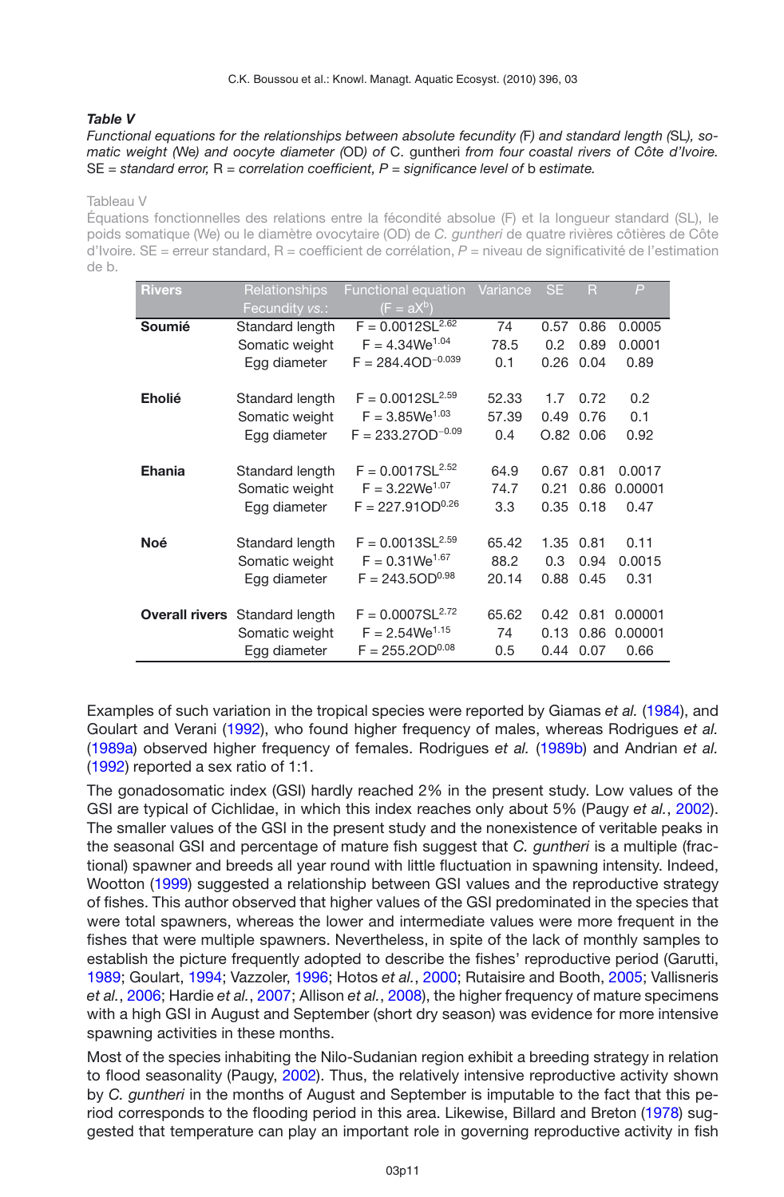***Table V***
*Functional equations for the relationships between absolute fecundity (F) and standard length (SL), somatic weight (We) and oocyte diameter (OD) of* C. guntheri *from four coastal rivers of Côte d'Ivoire.* SE = *standard error,* R = *correlation coefficient, P = significance level of* b *estimate.*

Tableau V
Équations fonctionnelles des relations entre la fécondité absolue (F) et la longueur standard (SL), le poids somatique (We) ou le diamètre ovocytaire (OD) de *C. guntheri* de quatre rivières côtières de Côte d'Ivoire. SE = erreur standard, R = coefficient de corrélation, *P* = niveau de significativité de l'estimation de b.

| Rivers | Relationships Fecundity *vs.*: | Functional equation ($F = aX^b$) | Variance | SE | R | *P* |
|---|---|---|---|---|---|---|
| **Soumié** | Standard length | $F = 0.0012SL^{2.62}$ | 74 | 0.57 | 0.86 | 0.0005 |
| | Somatic weight | $F = 4.34We^{1.04}$ | 78.5 | 0.2 | 0.89 | 0.0001 |
| | Egg diameter | $F = 284.4OD^{-0.039}$ | 0.1 | 0.26 | 0.04 | 0.89 |
| **Eholié** | Standard length | $F = 0.0012SL^{2.59}$ | 52.33 | 1.7 | 0.72 | 0.2 |
| | Somatic weight | $F = 3.85We^{1.03}$ | 57.39 | 0.49 | 0.76 | 0.1 |
| | Egg diameter | $F = 233.27OD^{-0.09}$ | 0.4 | O.82 | 0.06 | 0.92 |
| **Ehania** | Standard length | $F = 0.0017SL^{2.52}$ | 64.9 | 0.67 | 0.81 | 0.0017 |
| | Somatic weight | $F = 3.22We^{1.07}$ | 74.7 | 0.21 | 0.86 | 0.00001 |
| | Egg diameter | $F = 227.91OD^{0.26}$ | 3.3 | 0.35 | 0.18 | 0.47 |
| **Noé** | Standard length | $F = 0.0013SL^{2.59}$ | 65.42 | 1.35 | 0.81 | 0.11 |
| | Somatic weight | $F = 0.31We^{1.67}$ | 88.2 | 0.3 | 0.94 | 0.0015 |
| | Egg diameter | $F = 243.5OD^{0.98}$ | 20.14 | 0.88 | 0.45 | 0.31 |
| **Overall rivers** | Standard length | $F = 0.0007SL^{2.72}$ | 65.62 | 0.42 | 0.81 | 0.00001 |
| | Somatic weight | $F = 2.54We^{1.15}$ | 74 | 0.13 | 0.86 | 0.00001 |
| | Egg diameter | $F = 255.2OD^{0.08}$ | 0.5 | 0.44 | 0.07 | 0.66 |

Examples of such variation in the tropical species were reported by Giamas *et al.* (1984), and Goulart and Verani (1992), who found higher frequency of males, whereas Rodrigues *et al.* (1989a) observed higher frequency of females. Rodrigues *et al.* (1989b) and Andrian *et al.* (1992) reported a sex ratio of 1:1.

The gonadosomatic index (GSI) hardly reached 2% in the present study. Low values of the GSI are typical of Cichlidae, in which this index reaches only about 5% (Paugy *et al.*, 2002). The smaller values of the GSI in the present study and the nonexistence of veritable peaks in the seasonal GSI and percentage of mature fish suggest that *C. guntheri* is a multiple (fractional) spawner and breeds all year round with little fluctuation in spawning intensity. Indeed, Wootton (1999) suggested a relationship between GSI values and the reproductive strategy of fishes. This author observed that higher values of the GSI predominated in the species that were total spawners, whereas the lower and intermediate values were more frequent in the fishes that were multiple spawners. Nevertheless, in spite of the lack of monthly samples to establish the picture frequently adopted to describe the fishes' reproductive period (Garutti, 1989; Goulart, 1994; Vazzoler, 1996; Hotos *et al.*, 2000; Rutaisire and Booth, 2005; Vallisneris *et al.*, 2006; Hardie *et al.*, 2007; Allison *et al.*, 2008), the higher frequency of mature specimens with a high GSI in August and September (short dry season) was evidence for more intensive spawning activities in these months.

Most of the species inhabiting the Nilo-Sudanian region exhibit a breeding strategy in relation to flood seasonality (Paugy, 2002). Thus, the relatively intensive reproductive activity shown by *C. guntheri* in the months of August and September is imputable to the fact that this period corresponds to the flooding period in this area. Likewise, Billard and Breton (1978) suggested that temperature can play an important role in governing reproductive activity in fish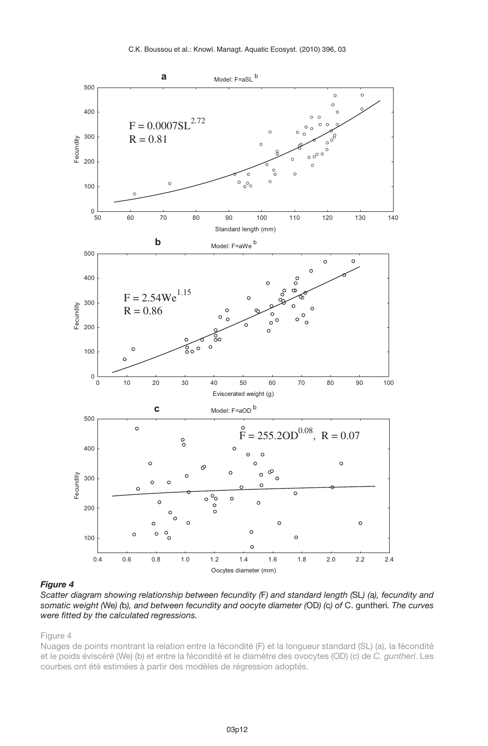***Figure 4***

*Scatter diagram showing relationship between fecundity (F) and standard length (SL) (a), fecundity and somatic weight (We) (b), and between fecundity and oocyte diameter (OD) (c) of* C. guntheri*. The curves were fitted by the calculated regressions.*

Figure 4

Nuages de points montrant la relation entre la fécondité (F) et la longueur standard (SL) (a), la fécondité et le poids éviscéré (We) (b) et entre la fécondité et le diamètre des ovocytes (OD) (c) de *C. guntheri*. Les courbes ont été estimées à partir des modèles de régression adoptés.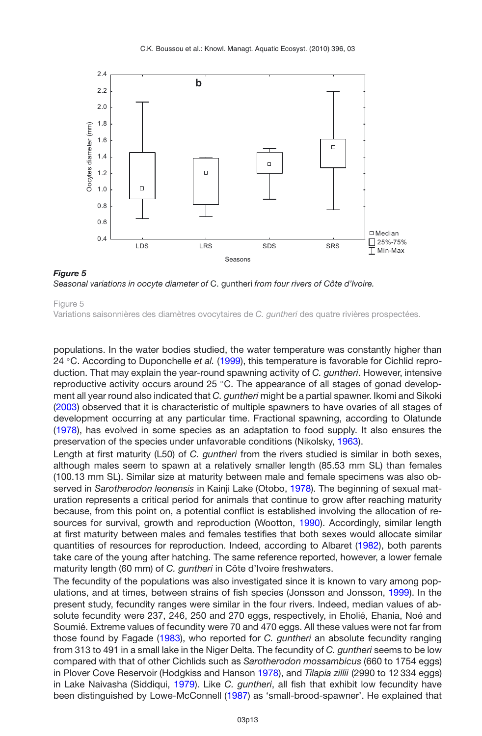**Figure 5**
*Seasonal variations in oocyte diameter of* C. guntheri *from four rivers of Côte d'Ivoire.*

Figure 5
Variations saisonnières des diamètres ovocytaires de *C. guntheri* des quatre rivières prospectées.

populations. In the water bodies studied, the water temperature was constantly higher than 24 °C. According to Duponchelle *et al.* (1999), this temperature is favorable for Cichlid reproduction. That may explain the year-round spawning activity of *C. guntheri*. However, intensive reproductive activity occurs around 25 °C. The appearance of all stages of gonad development all year round also indicated that *C. guntheri* might be a partial spawner. Ikomi and Sikoki (2003) observed that it is characteristic of multiple spawners to have ovaries of all stages of development occurring at any particular time. Fractional spawning, according to Olatunde (1978), has evolved in some species as an adaptation to food supply. It also ensures the preservation of the species under unfavorable conditions (Nikolsky, 1963).

Length at first maturity (L50) of *C. guntheri* from the rivers studied is similar in both sexes, although males seem to spawn at a relatively smaller length (85.53 mm SL) than females (100.13 mm SL). Similar size at maturity between male and female specimens was also observed in *Sarotherodon leonensis* in Kainji Lake (Otobo, 1978). The beginning of sexual maturation represents a critical period for animals that continue to grow after reaching maturity because, from this point on, a potential conflict is established involving the allocation of resources for survival, growth and reproduction (Wootton, 1990). Accordingly, similar length at first maturity between males and females testifies that both sexes would allocate similar quantities of resources for reproduction. Indeed, according to Albaret (1982), both parents take care of the young after hatching. The same reference reported, however, a lower female maturity length (60 mm) of *C. guntheri* in Côte d'Ivoire freshwaters.

The fecundity of the populations was also investigated since it is known to vary among populations, and at times, between strains of fish species (Jonsson and Jonsson, 1999). In the present study, fecundity ranges were similar in the four rivers. Indeed, median values of absolute fecundity were 237, 246, 250 and 270 eggs, respectively, in Eholié, Ehania, Noé and Soumié. Extreme values of fecundity were 70 and 470 eggs. All these values were not far from those found by Fagade (1983), who reported for *C. guntheri* an absolute fecundity ranging from 313 to 491 in a small lake in the Niger Delta. The fecundity of *C. guntheri* seems to be low compared with that of other Cichlids such as *Sarotherodon mossambicus* (660 to 1754 eggs) in Plover Cove Reservoir (Hodgkiss and Hanson 1978), and *Tilapia zillii* (2990 to 12 334 eggs) in Lake Naivasha (Siddiqui, 1979). Like *C. guntheri*, all fish that exhibit low fecundity have been distinguished by Lowe-McConnell (1987) as 'small-brood-spawner'. He explained that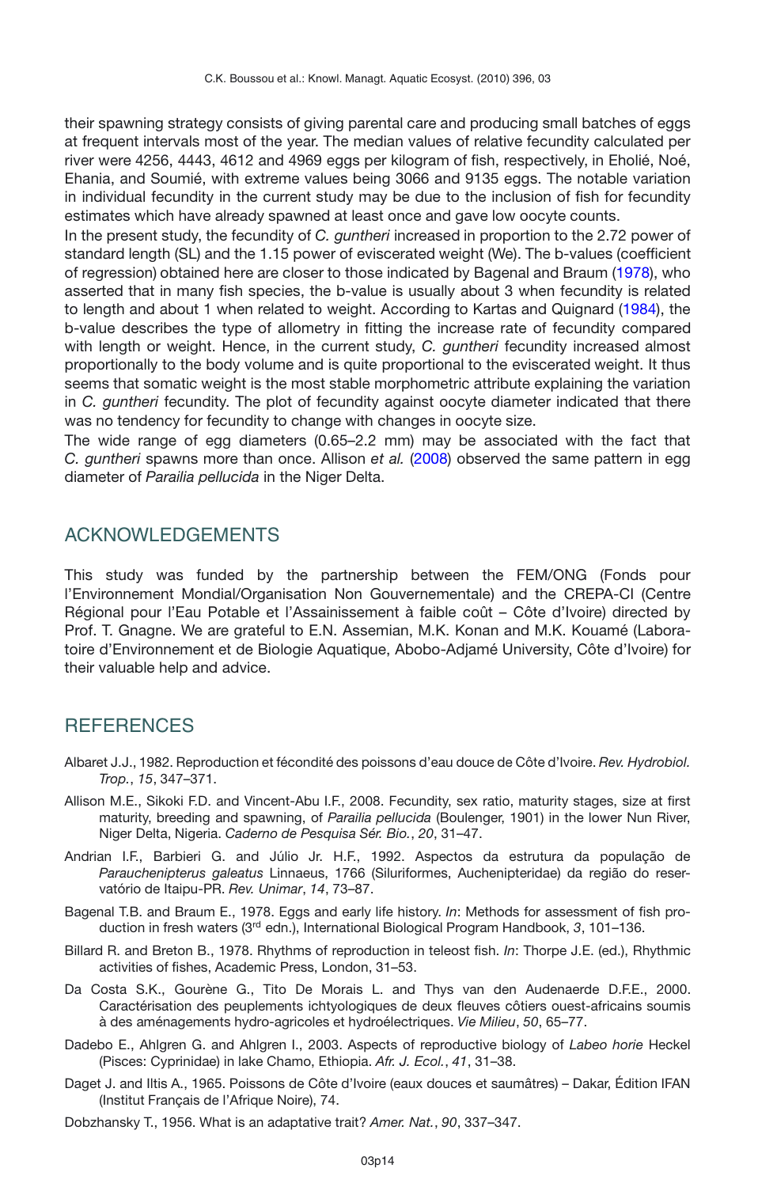their spawning strategy consists of giving parental care and producing small batches of eggs at frequent intervals most of the year. The median values of relative fecundity calculated per river were 4256, 4443, 4612 and 4969 eggs per kilogram of fish, respectively, in Eholié, Noé, Ehania, and Soumié, with extreme values being 3066 and 9135 eggs. The notable variation in individual fecundity in the current study may be due to the inclusion of fish for fecundity estimates which have already spawned at least once and gave low oocyte counts.

In the present study, the fecundity of *C. guntheri* increased in proportion to the 2.72 power of standard length (SL) and the 1.15 power of eviscerated weight (We). The b-values (coefficient of regression) obtained here are closer to those indicated by Bagenal and Braum (1978), who asserted that in many fish species, the b-value is usually about 3 when fecundity is related to length and about 1 when related to weight. According to Kartas and Quignard (1984), the b-value describes the type of allometry in fitting the increase rate of fecundity compared with length or weight. Hence, in the current study, *C. guntheri* fecundity increased almost proportionally to the body volume and is quite proportional to the eviscerated weight. It thus seems that somatic weight is the most stable morphometric attribute explaining the variation in *C. guntheri* fecundity. The plot of fecundity against oocyte diameter indicated that there was no tendency for fecundity to change with changes in oocyte size.

The wide range of egg diameters (0.65–2.2 mm) may be associated with the fact that *C. guntheri* spawns more than once. Allison *et al.* (2008) observed the same pattern in egg diameter of *Parailia pellucida* in the Niger Delta.

## ACKNOWLEDGEMENTS

This study was funded by the partnership between the FEM/ONG (Fonds pour l'Environnement Mondial/Organisation Non Gouvernementale) and the CREPA-CI (Centre Régional pour l'Eau Potable et l'Assainissement à faible coût – Côte d'Ivoire) directed by Prof. T. Gnagne. We are grateful to E.N. Assemian, M.K. Konan and M.K. Kouamé (Laboratoire d'Environnement et de Biologie Aquatique, Abobo-Adjamé University, Côte d'Ivoire) for their valuable help and advice.

## REFERENCES

Albaret J.J., 1982. Reproduction et fécondité des poissons d'eau douce de Côte d'Ivoire. *Rev. Hydrobiol. Trop.*, *15*, 347–371.

Allison M.E., Sikoki F.D. and Vincent-Abu I.F., 2008. Fecundity, sex ratio, maturity stages, size at first maturity, breeding and spawning, of *Parailia pellucida* (Boulenger, 1901) in the lower Nun River, Niger Delta, Nigeria. *Caderno de Pesquisa Sér. Bio.*, *20*, 31–47.

Andrian I.F., Barbieri G. and Júlio Jr. H.F., 1992. Aspectos da estrutura da população de *Parauchenipterus galeatus* Linnaeus, 1766 (Siluriformes, Auchenipteridae) da região do reservatório de Itaipu-PR. *Rev. Unimar*, *14*, 73–87.

Bagenal T.B. and Braum E., 1978. Eggs and early life history. *In*: Methods for assessment of fish production in fresh waters (3rd edn.), International Biological Program Handbook, *3*, 101–136.

Billard R. and Breton B., 1978. Rhythms of reproduction in teleost fish. *In*: Thorpe J.E. (ed.), Rhythmic activities of fishes, Academic Press, London, 31–53.

Da Costa S.K., Gourène G., Tito De Morais L. and Thys van den Audenaerde D.F.E., 2000. Caractérisation des peuplements ichtyologiques de deux fleuves côtiers ouest-africains soumis à des aménagements hydro-agricoles et hydroélectriques. *Vie Milieu*, *50*, 65–77.

Dadebo E., Ahlgren G. and Ahlgren I., 2003. Aspects of reproductive biology of *Labeo horie* Heckel (Pisces: Cyprinidae) in lake Chamo, Ethiopia. *Afr. J. Ecol.*, *41*, 31–38.

Daget J. and Iltis A., 1965. Poissons de Côte d'Ivoire (eaux douces et saumâtres) – Dakar, Édition IFAN (Institut Français de l'Afrique Noire), 74.

Dobzhansky T., 1956. What is an adaptative trait? *Amer. Nat.*, *90*, 337–347.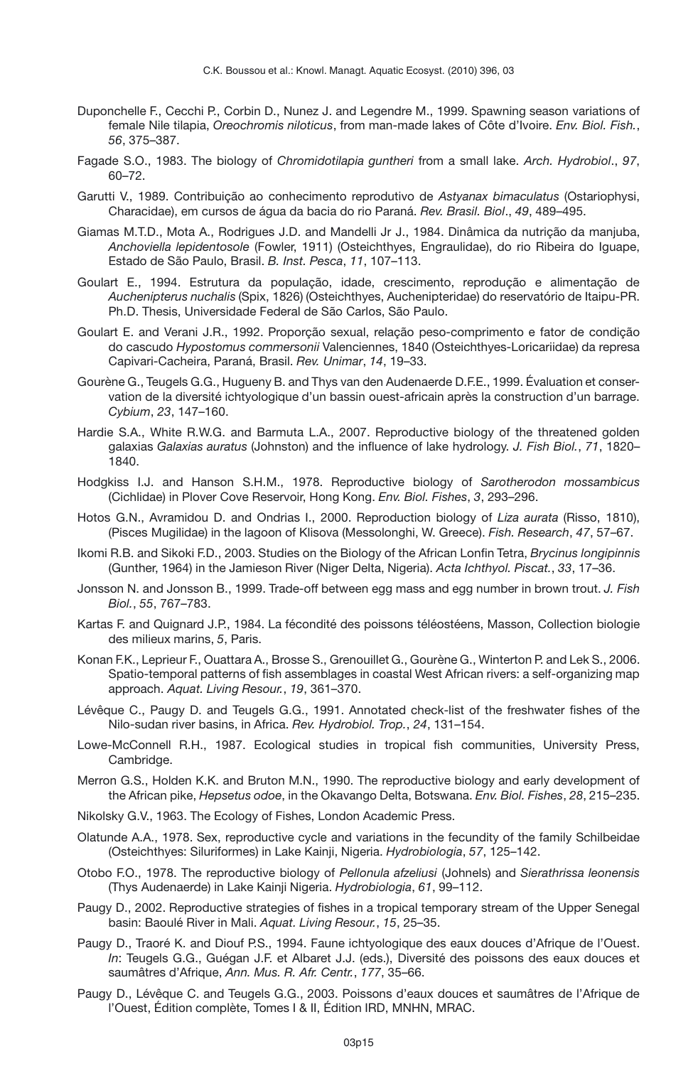Duponchelle F., Cecchi P., Corbin D., Nunez J. and Legendre M., 1999. Spawning season variations of female Nile tilapia, *Oreochromis niloticus*, from man-made lakes of Côte d'Ivoire. *Env. Biol. Fish.*, *56*, 375–387.

Fagade S.O., 1983. The biology of *Chromidotilapia guntheri* from a small lake. *Arch. Hydrobiol.*, *97*, 60–72.

Garutti V., 1989. Contribuição ao conhecimento reprodutivo de *Astyanax bimaculatus* (Ostariophysi, Characidae), em cursos de água da bacia do rio Paraná. *Rev. Brasil. Biol.*, *49*, 489–495.

Giamas M.T.D., Mota A., Rodrigues J.D. and Mandelli Jr J., 1984. Dinâmica da nutrição da manjuba, *Anchoviella lepidentosole* (Fowler, 1911) (Osteichthyes, Engraulidae), do rio Ribeira do Iguape, Estado de São Paulo, Brasil. *B. Inst. Pesca*, *11*, 107–113.

Goulart E., 1994. Estrutura da população, idade, crescimento, reprodução e alimentação de *Auchenipterus nuchalis* (Spix, 1826) (Osteichthyes, Auchenipteridae) do reservatório de Itaipu-PR. Ph.D. Thesis, Universidade Federal de São Carlos, São Paulo.

Goulart E. and Verani J.R., 1992. Proporção sexual, relação peso-comprimento e fator de condição do cascudo *Hypostomus commersonii* Valenciennes, 1840 (Osteichthyes-Loricariidae) da represa Capivari-Cacheira, Paraná, Brasil. *Rev. Unimar*, *14*, 19–33.

Gourène G., Teugels G.G., Hugueny B. and Thys van den Audenaerde D.F.E., 1999. Évaluation et conservation de la diversité ichtyologique d'un bassin ouest-africain après la construction d'un barrage. *Cybium*, *23*, 147–160.

Hardie S.A., White R.W.G. and Barmuta L.A., 2007. Reproductive biology of the threatened golden galaxias *Galaxias auratus* (Johnston) and the influence of lake hydrology. *J. Fish Biol.*, *71*, 1820–1840.

Hodgkiss I.J. and Hanson S.H.M., 1978. Reproductive biology of *Sarotherodon mossambicus* (Cichlidae) in Plover Cove Reservoir, Hong Kong. *Env. Biol. Fishes*, *3*, 293–296.

Hotos G.N., Avramidou D. and Ondrias I., 2000. Reproduction biology of *Liza aurata* (Risso, 1810), (Pisces Mugilidae) in the lagoon of Klisova (Messolonghi, W. Greece). *Fish. Research*, *47*, 57–67.

Ikomi R.B. and Sikoki F.D., 2003. Studies on the Biology of the African Lonfin Tetra, *Brycinus longipinnis* (Gunther, 1964) in the Jamieson River (Niger Delta, Nigeria). *Acta Ichthyol. Piscat.*, *33*, 17–36.

Jonsson N. and Jonsson B., 1999. Trade-off between egg mass and egg number in brown trout. *J. Fish Biol.*, *55*, 767–783.

Kartas F. and Quignard J.P., 1984. La fécondité des poissons téléostéens, Masson, Collection biologie des milieux marins, *5*, Paris.

Konan F.K., Leprieur F., Ouattara A., Brosse S., Grenouillet G., Gourène G., Winterton P. and Lek S., 2006. Spatio-temporal patterns of fish assemblages in coastal West African rivers: a self-organizing map approach. *Aquat. Living Resour.*, *19*, 361–370.

Lévêque C., Paugy D. and Teugels G.G., 1991. Annotated check-list of the freshwater fishes of the Nilo-sudan river basins, in Africa. *Rev. Hydrobiol. Trop.*, *24*, 131–154.

Lowe-McConnell R.H., 1987. Ecological studies in tropical fish communities, University Press, Cambridge.

Merron G.S., Holden K.K. and Bruton M.N., 1990. The reproductive biology and early development of the African pike, *Hepsetus odoe*, in the Okavango Delta, Botswana. *Env. Biol. Fishes*, *28*, 215–235.

Nikolsky G.V., 1963. The Ecology of Fishes, London Academic Press.

Olatunde A.A., 1978. Sex, reproductive cycle and variations in the fecundity of the family Schilbeidae (Osteichthyes: Siluriformes) in Lake Kainji, Nigeria. *Hydrobiologia*, *57*, 125–142.

Otobo F.O., 1978. The reproductive biology of *Pellonula afzeliusi* (Johnels) and *Sierathrissa leonensis* (Thys Audenaerde) in Lake Kainji Nigeria. *Hydrobiologia*, *61*, 99–112.

Paugy D., 2002. Reproductive strategies of fishes in a tropical temporary stream of the Upper Senegal basin: Baoulé River in Mali. *Aquat. Living Resour.*, *15*, 25–35.

Paugy D., Traoré K. and Diouf P.S., 1994. Faune ichtyologique des eaux douces d'Afrique de l'Ouest. *In*: Teugels G.G., Guégan J.F. et Albaret J.J. (eds.), Diversité des poissons des eaux douces et saumâtres d'Afrique, *Ann. Mus. R. Afr. Centr.*, *177*, 35–66.

Paugy D., Lévêque C. and Teugels G.G., 2003. Poissons d'eaux douces et saumâtres de l'Afrique de l'Ouest, Édition complète, Tomes I & II, Édition IRD, MNHN, MRAC.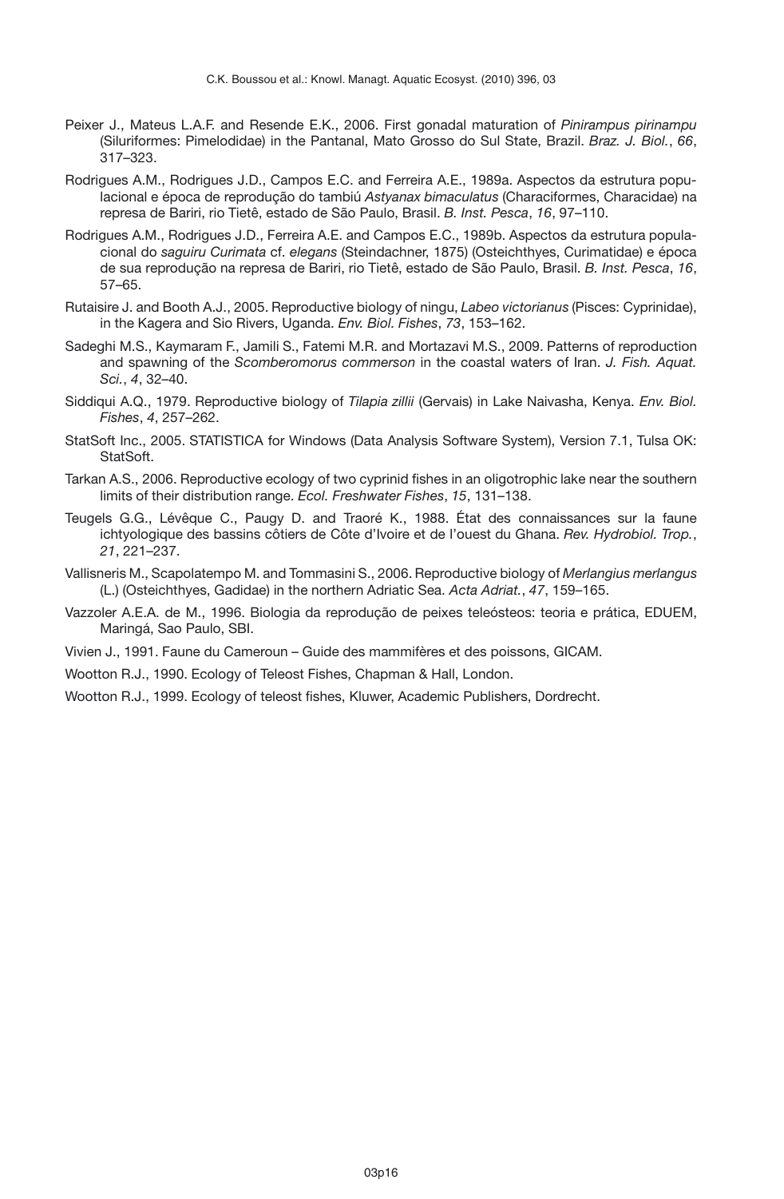Peixer J., Mateus L.A.F. and Resende E.K., 2006. First gonadal maturation of *Pinirampus pirinampu* (Siluriformes: Pimelodidae) in the Pantanal, Mato Grosso do Sul State, Brazil. *Braz. J. Biol.*, *66*, 317–323.

Rodrigues A.M., Rodrigues J.D., Campos E.C. and Ferreira A.E., 1989a. Aspectos da estrutura populacional e época de reprodução do tambiú *Astyanax bimaculatus* (Characiformes, Characidae) na represa de Bariri, rio Tietê, estado de São Paulo, Brasil. *B. Inst. Pesca*, *16*, 97–110.

Rodrigues A.M., Rodrigues J.D., Ferreira A.E. and Campos E.C., 1989b. Aspectos da estrutura populacional do *saguiru Curimata* cf. *elegans* (Steindachner, 1875) (Osteichthyes, Curimatidae) e época de sua reprodução na represa de Bariri, rio Tietê, estado de São Paulo, Brasil. *B. Inst. Pesca*, *16*, 57–65.

Rutaisire J. and Booth A.J., 2005. Reproductive biology of ningu, *Labeo victorianus* (Pisces: Cyprinidae), in the Kagera and Sio Rivers, Uganda. *Env. Biol. Fishes*, *73*, 153–162.

Sadeghi M.S., Kaymaram F., Jamili S., Fatemi M.R. and Mortazavi M.S., 2009. Patterns of reproduction and spawning of the *Scomberomorus commerson* in the coastal waters of Iran. *J. Fish. Aquat. Sci.*, *4*, 32–40.

Siddiqui A.Q., 1979. Reproductive biology of *Tilapia zillii* (Gervais) in Lake Naivasha, Kenya. *Env. Biol. Fishes*, *4*, 257–262.

StatSoft Inc., 2005. STATISTICA for Windows (Data Analysis Software System), Version 7.1, Tulsa OK: StatSoft.

Tarkan A.S., 2006. Reproductive ecology of two cyprinid fishes in an oligotrophic lake near the southern limits of their distribution range. *Ecol. Freshwater Fishes*, *15*, 131–138.

Teugels G.G., Lévêque C., Paugy D. and Traoré K., 1988. État des connaissances sur la faune ichtyologique des bassins côtiers de Côte d'Ivoire et de l'ouest du Ghana. *Rev. Hydrobiol. Trop.*, *21*, 221–237.

Vallisneris M., Scapolatempo M. and Tommasini S., 2006. Reproductive biology of *Merlangius merlangus* (L.) (Osteichthyes, Gadidae) in the northern Adriatic Sea. *Acta Adriat.*, *47*, 159–165.

Vazzoler A.E.A. de M., 1996. Biologia da reprodução de peixes teleósteos: teoria e prática, EDUEM, Maringá, Sao Paulo, SBI.

Vivien J., 1991. Faune du Cameroun – Guide des mammifères et des poissons, GICAM.

Wootton R.J., 1990. Ecology of Teleost Fishes, Chapman & Hall, London.

Wootton R.J., 1999. Ecology of teleost fishes, Kluwer, Academic Publishers, Dordrecht.